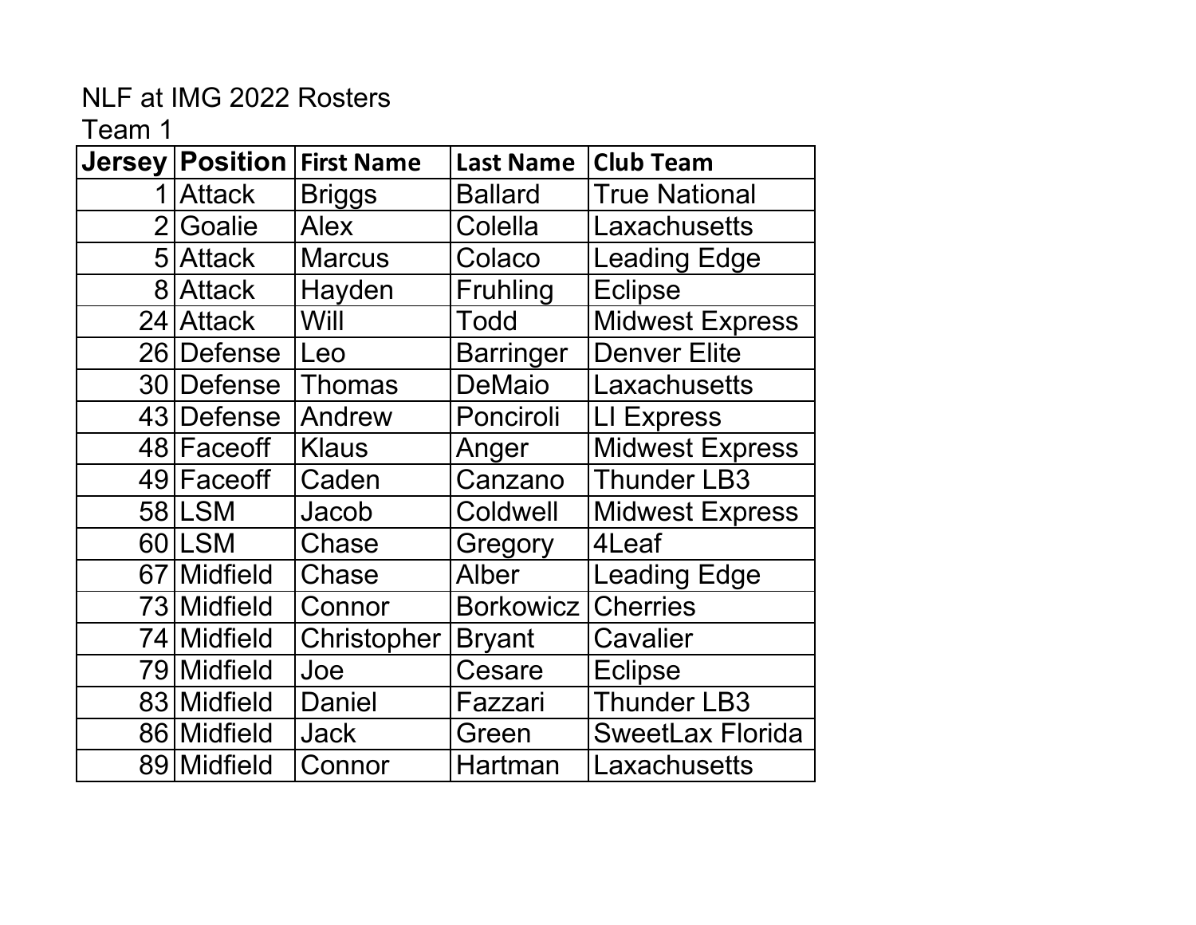NLF at IMG 2022 Rosters

Team 1

| Jersey | Position | First Name | Last Name | Club Team |
|---|---|---|---|---|
| 1 | Attack | Briggs | Ballard | True National |
| 2 | Goalie | Alex | Colella | Laxachusetts |
| 5 | Attack | Marcus | Colaco | Leading Edge |
| 8 | Attack | Hayden | Fruhling | Eclipse |
| 24 | Attack | Will | Todd | Midwest Express |
| 26 | Defense | Leo | Barringer | Denver Elite |
| 30 | Defense | Thomas | DeMaio | Laxachusetts |
| 43 | Defense | Andrew | Ponciroli | LI Express |
| 48 | Faceoff | Klaus | Anger | Midwest Express |
| 49 | Faceoff | Caden | Canzano | Thunder LB3 |
| 58 | LSM | Jacob | Coldwell | Midwest Express |
| 60 | LSM | Chase | Gregory | 4Leaf |
| 67 | Midfield | Chase | Alber | Leading Edge |
| 73 | Midfield | Connor | Borkowicz | Cherries |
| 74 | Midfield | Christopher | Bryant | Cavalier |
| 79 | Midfield | Joe | Cesare | Eclipse |
| 83 | Midfield | Daniel | Fazzari | Thunder LB3 |
| 86 | Midfield | Jack | Green | SweetLax Florida |
| 89 | Midfield | Connor | Hartman | Laxachusetts |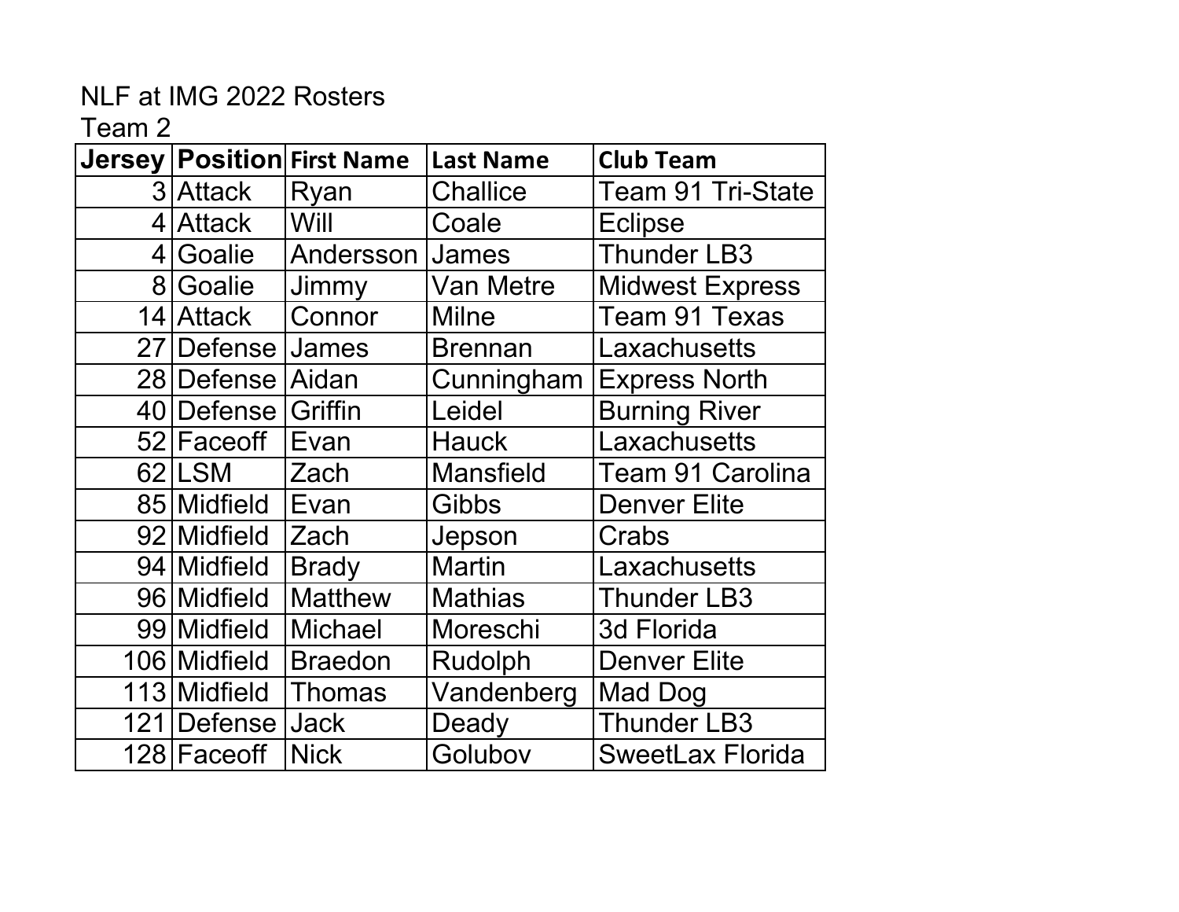NLF at IMG 2022 Rosters

Team 2

| Jersey | Position | First Name | Last Name | Club Team |
|---|---|---|---|---|
| 3 | Attack | Ryan | Challice | Team 91 Tri-State |
| 4 | Attack | Will | Coale | Eclipse |
| 4 | Goalie | Andersson | James | Thunder LB3 |
| 8 | Goalie | Jimmy | Van Metre | Midwest Express |
| 14 | Attack | Connor | Milne | Team 91 Texas |
| 27 | Defense | James | Brennan | Laxachusetts |
| 28 | Defense | Aidan | Cunningham | Express North |
| 40 | Defense | Griffin | Leidel | Burning River |
| 52 | Faceoff | Evan | Hauck | Laxachusetts |
| 62 | LSM | Zach | Mansfield | Team 91 Carolina |
| 85 | Midfield | Evan | Gibbs | Denver Elite |
| 92 | Midfield | Zach | Jepson | Crabs |
| 94 | Midfield | Brady | Martin | Laxachusetts |
| 96 | Midfield | Matthew | Mathias | Thunder LB3 |
| 99 | Midfield | Michael | Moreschi | 3d Florida |
| 106 | Midfield | Braedon | Rudolph | Denver Elite |
| 113 | Midfield | Thomas | Vandenberg | Mad Dog |
| 121 | Defense | Jack | Deady | Thunder LB3 |
| 128 | Faceoff | Nick | Golubov | SweetLax Florida |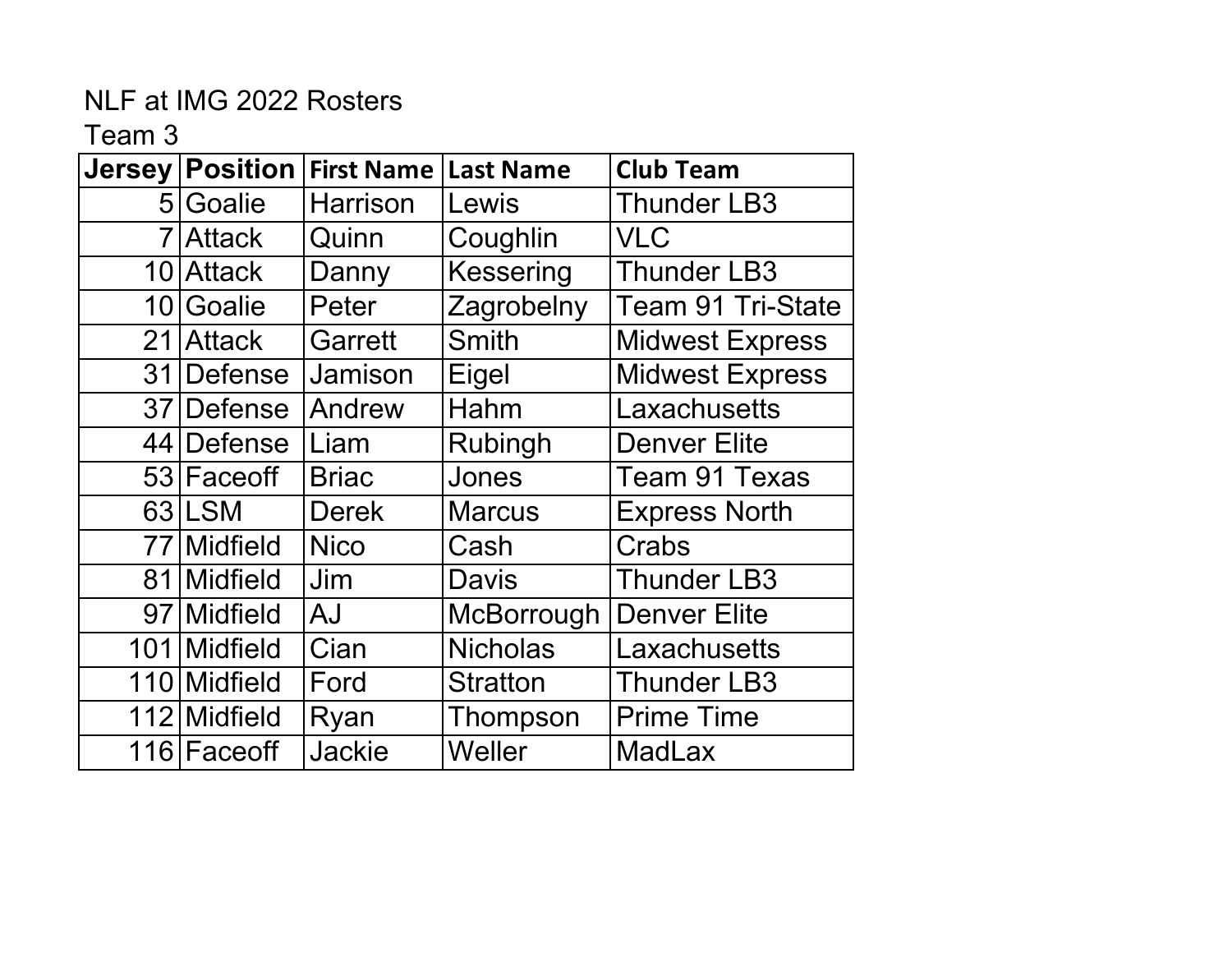NLF at IMG 2022 Rosters

Team 3

| Jersey | Position | First Name | Last Name | Club Team |
|---|---|---|---|---|
| 5 | Goalie | Harrison | Lewis | Thunder LB3 |
| 7 | Attack | Quinn | Coughlin | VLC |
| 10 | Attack | Danny | Kessering | Thunder LB3 |
| 10 | Goalie | Peter | Zagrobelny | Team 91 Tri-State |
| 21 | Attack | Garrett | Smith | Midwest Express |
| 31 | Defense | Jamison | Eigel | Midwest Express |
| 37 | Defense | Andrew | Hahm | Laxachusetts |
| 44 | Defense | Liam | Rubingh | Denver Elite |
| 53 | Faceoff | Briac | Jones | Team 91 Texas |
| 63 | LSM | Derek | Marcus | Express North |
| 77 | Midfield | Nico | Cash | Crabs |
| 81 | Midfield | Jim | Davis | Thunder LB3 |
| 97 | Midfield | AJ | McBorrough | Denver Elite |
| 101 | Midfield | Cian | Nicholas | Laxachusetts |
| 110 | Midfield | Ford | Stratton | Thunder LB3 |
| 112 | Midfield | Ryan | Thompson | Prime Time |
| 116 | Faceoff | Jackie | Weller | MadLax |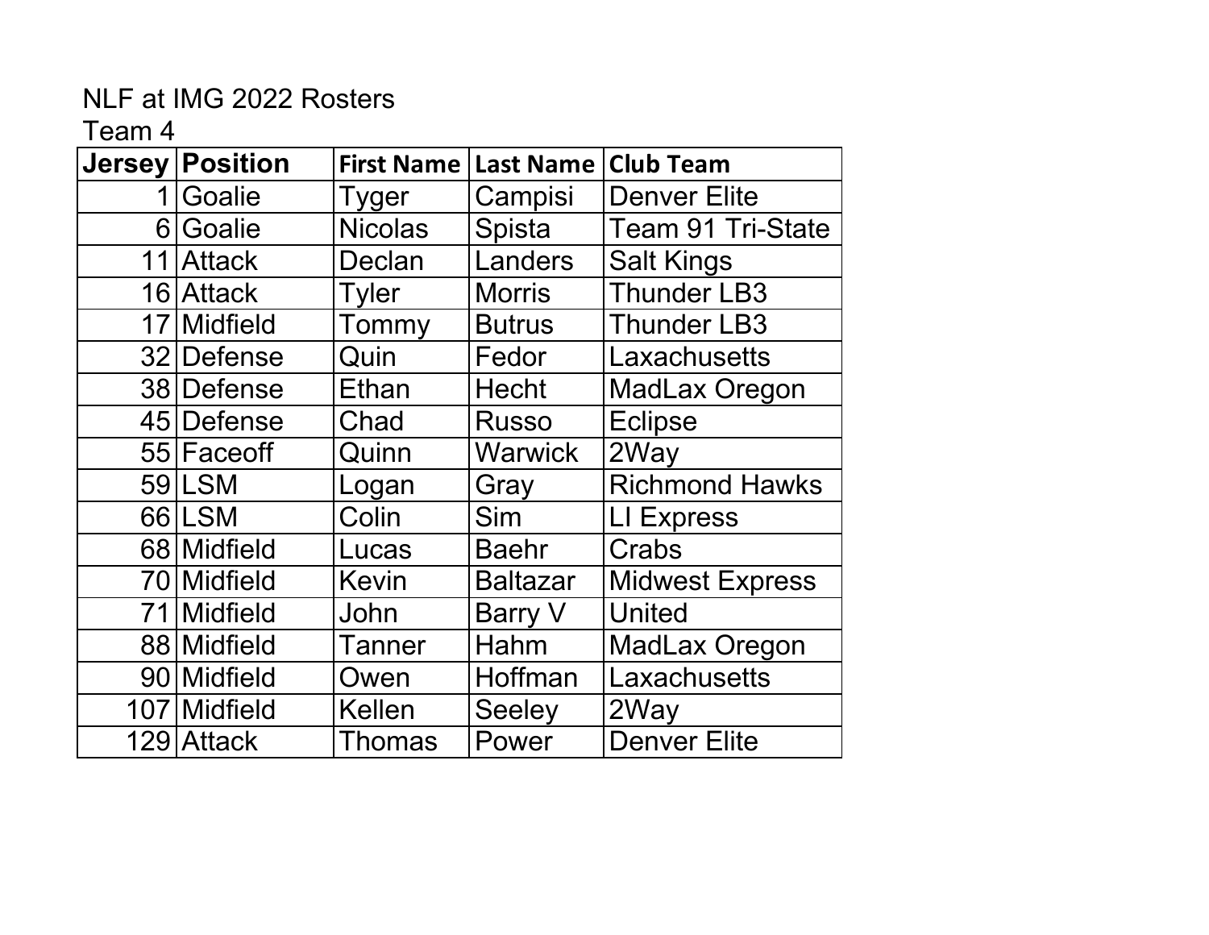NLF at IMG 2022 Rosters

Team 4

| Jersey | Position | First Name | Last Name | Club Team |
|---|---|---|---|---|
| 1 | Goalie | Tyger | Campisi | Denver Elite |
| 6 | Goalie | Nicolas | Spista | Team 91 Tri-State |
| 11 | Attack | Declan | Landers | Salt Kings |
| 16 | Attack | Tyler | Morris | Thunder LB3 |
| 17 | Midfield | Tommy | Butrus | Thunder LB3 |
| 32 | Defense | Quin | Fedor | Laxachusetts |
| 38 | Defense | Ethan | Hecht | MadLax Oregon |
| 45 | Defense | Chad | Russo | Eclipse |
| 55 | Faceoff | Quinn | Warwick | 2Way |
| 59 | LSM | Logan | Gray | Richmond Hawks |
| 66 | LSM | Colin | Sim | LI Express |
| 68 | Midfield | Lucas | Baehr | Crabs |
| 70 | Midfield | Kevin | Baltazar | Midwest Express |
| 71 | Midfield | John | Barry V | United |
| 88 | Midfield | Tanner | Hahm | MadLax Oregon |
| 90 | Midfield | Owen | Hoffman | Laxachusetts |
| 107 | Midfield | Kellen | Seeley | 2Way |
| 129 | Attack | Thomas | Power | Denver Elite |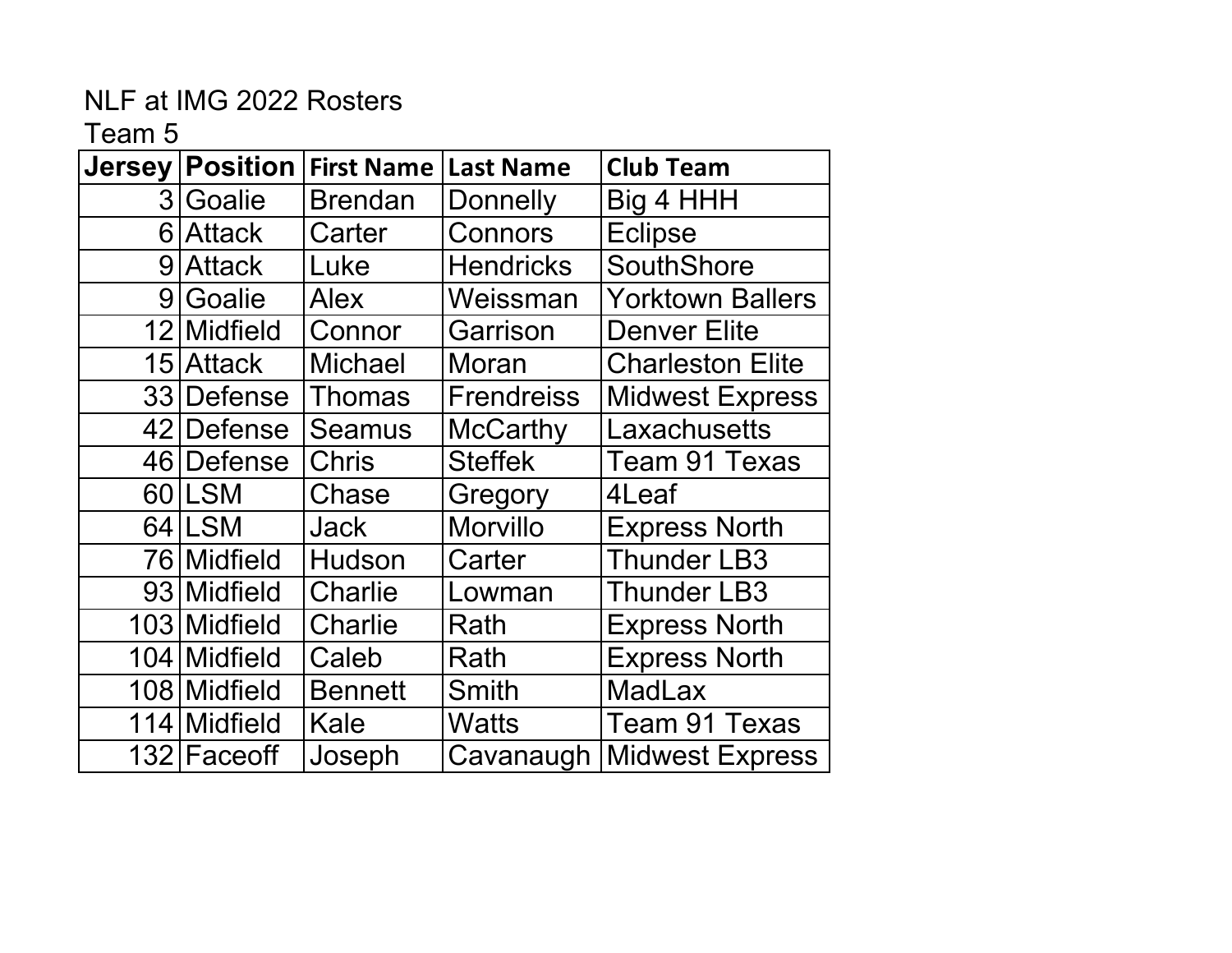NLF at IMG 2022 Rosters

Team 5

| Jersey | Position | First Name | Last Name | Club Team |
|---|---|---|---|---|
| 3 | Goalie | Brendan | Donnelly | Big 4 HHH |
| 6 | Attack | Carter | Connors | Eclipse |
| 9 | Attack | Luke | Hendricks | SouthShore |
| 9 | Goalie | Alex | Weissman | Yorktown Ballers |
| 12 | Midfield | Connor | Garrison | Denver Elite |
| 15 | Attack | Michael | Moran | Charleston Elite |
| 33 | Defense | Thomas | Frendreiss | Midwest Express |
| 42 | Defense | Seamus | McCarthy | Laxachusetts |
| 46 | Defense | Chris | Steffek | Team 91 Texas |
| 60 | LSM | Chase | Gregory | 4Leaf |
| 64 | LSM | Jack | Morvillo | Express North |
| 76 | Midfield | Hudson | Carter | Thunder LB3 |
| 93 | Midfield | Charlie | Lowman | Thunder LB3 |
| 103 | Midfield | Charlie | Rath | Express North |
| 104 | Midfield | Caleb | Rath | Express North |
| 108 | Midfield | Bennett | Smith | MadLax |
| 114 | Midfield | Kale | Watts | Team 91 Texas |
| 132 | Faceoff | Joseph | Cavanaugh | Midwest Express |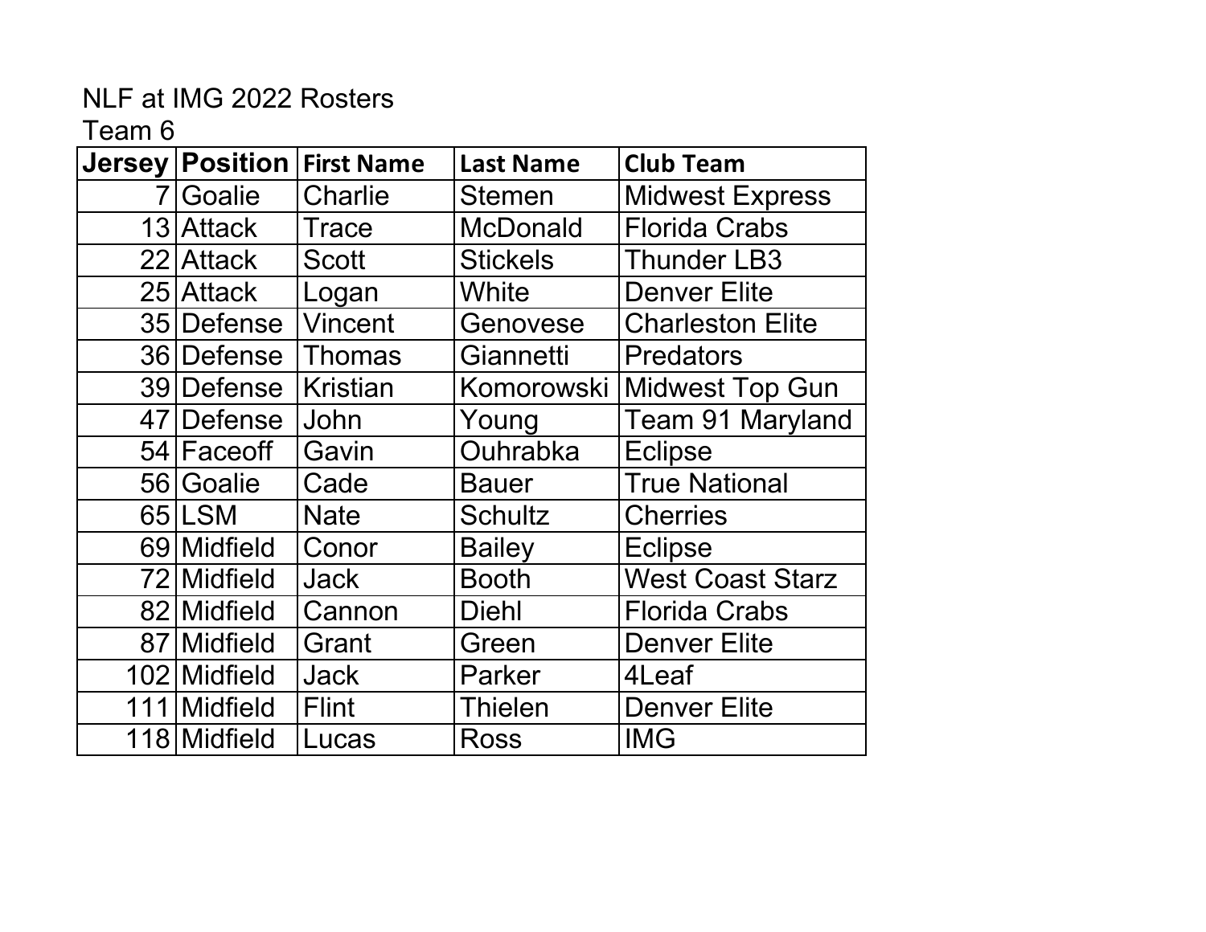NLF at IMG 2022 Rosters

Team 6

| Jersey | Position | First Name | Last Name | Club Team |
| --- | --- | --- | --- | --- |
| 7 | Goalie | Charlie | Stemen | Midwest Express |
| 13 | Attack | Trace | McDonald | Florida Crabs |
| 22 | Attack | Scott | Stickels | Thunder LB3 |
| 25 | Attack | Logan | White | Denver Elite |
| 35 | Defense | Vincent | Genovese | Charleston Elite |
| 36 | Defense | Thomas | Giannetti | Predators |
| 39 | Defense | Kristian | Komorowski | Midwest Top Gun |
| 47 | Defense | John | Young | Team 91 Maryland |
| 54 | Faceoff | Gavin | Ouhrabka | Eclipse |
| 56 | Goalie | Cade | Bauer | True National |
| 65 | LSM | Nate | Schultz | Cherries |
| 69 | Midfield | Conor | Bailey | Eclipse |
| 72 | Midfield | Jack | Booth | West Coast Starz |
| 82 | Midfield | Cannon | Diehl | Florida Crabs |
| 87 | Midfield | Grant | Green | Denver Elite |
| 102 | Midfield | Jack | Parker | 4Leaf |
| 111 | Midfield | Flint | Thielen | Denver Elite |
| 118 | Midfield | Lucas | Ross | IMG |